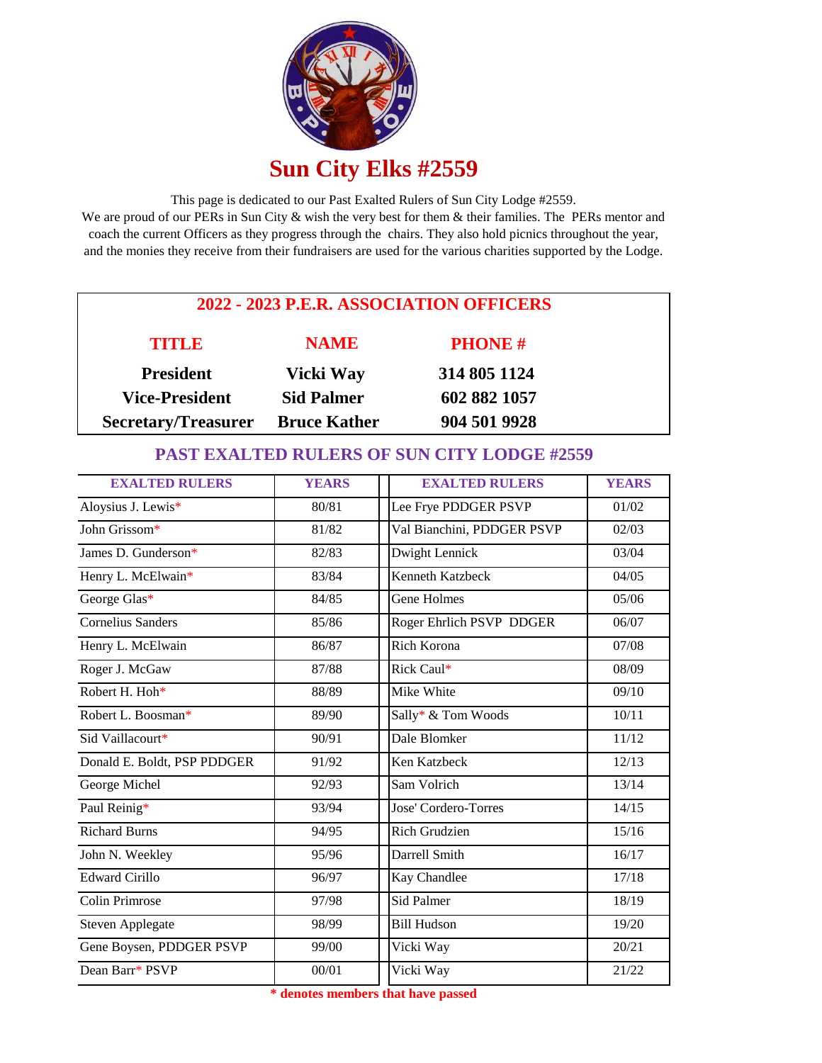# Sun City Elks #2559

This page is dedicated to our Past Exalted Rulers of Sun City Lodge #2559.
We are proud of our PERs in Sun City & wish the very best for them & their families. The PERs mentor and coach the current Officers as they progress through the chairs. They also hold picnics throughout the year, and the monies they receive from their fundraisers are used for the various charities supported by the Lodge.

## 2022 - 2023 P.E.R. ASSOCIATION OFFICERS

| TITLE | NAME | PHONE # |
|---|---|---|
| **President** | **Vicki Way** | **314 805 1124** |
| **Vice-President** | **Sid Palmer** | **602 882 1057** |
| **Secretary/Treasurer** | **Bruce Kather** | **904 501 9928** |

## PAST EXALTED RULERS OF SUN CITY LODGE #2559

| EXALTED RULERS | YEARS | EXALTED RULERS | YEARS |
|---|---|---|---|
| Aloysius J. Lewis* | 80/81 | Lee Frye PDDGER PSVP | 01/02 |
| John Grissom* | 81/82 | Val Bianchini, PDDGER PSVP | 02/03 |
| James D. Gunderson* | 82/83 | Dwight Lennick | 03/04 |
| Henry L. McElwain* | 83/84 | Kenneth Katzbeck | 04/05 |
| George Glas* | 84/85 | Gene Holmes | 05/06 |
| Cornelius Sanders | 85/86 | Roger Ehrlich PSVP DDGER | 06/07 |
| Henry L. McElwain | 86/87 | Rich Korona | 07/08 |
| Roger J. McGaw | 87/88 | Rick Caul* | 08/09 |
| Robert H. Hoh* | 88/89 | Mike White | 09/10 |
| Robert L. Boosman* | 89/90 | Sally* & Tom Woods | 10/11 |
| Sid Vaillacourt* | 90/91 | Dale Blomker | 11/12 |
| Donald E. Boldt, PSP PDDGER | 91/92 | Ken Katzbeck | 12/13 |
| George Michel | 92/93 | Sam Volrich | 13/14 |
| Paul Reinig* | 93/94 | Jose' Cordero-Torres | 14/15 |
| Richard Burns | 94/95 | Rich Grudzien | 15/16 |
| John N. Weekley | 95/96 | Darrell Smith | 16/17 |
| Edward Cirillo | 96/97 | Kay Chandlee | 17/18 |
| Colin Primrose | 97/98 | Sid Palmer | 18/19 |
| Steven Applegate | 98/99 | Bill Hudson | 19/20 |
| Gene Boysen, PDDGER PSVP | 99/00 | Vicki Way | 20/21 |
| Dean Barr* PSVP | 00/01 | Vicki Way | 21/22 |

**\* denotes members that have passed**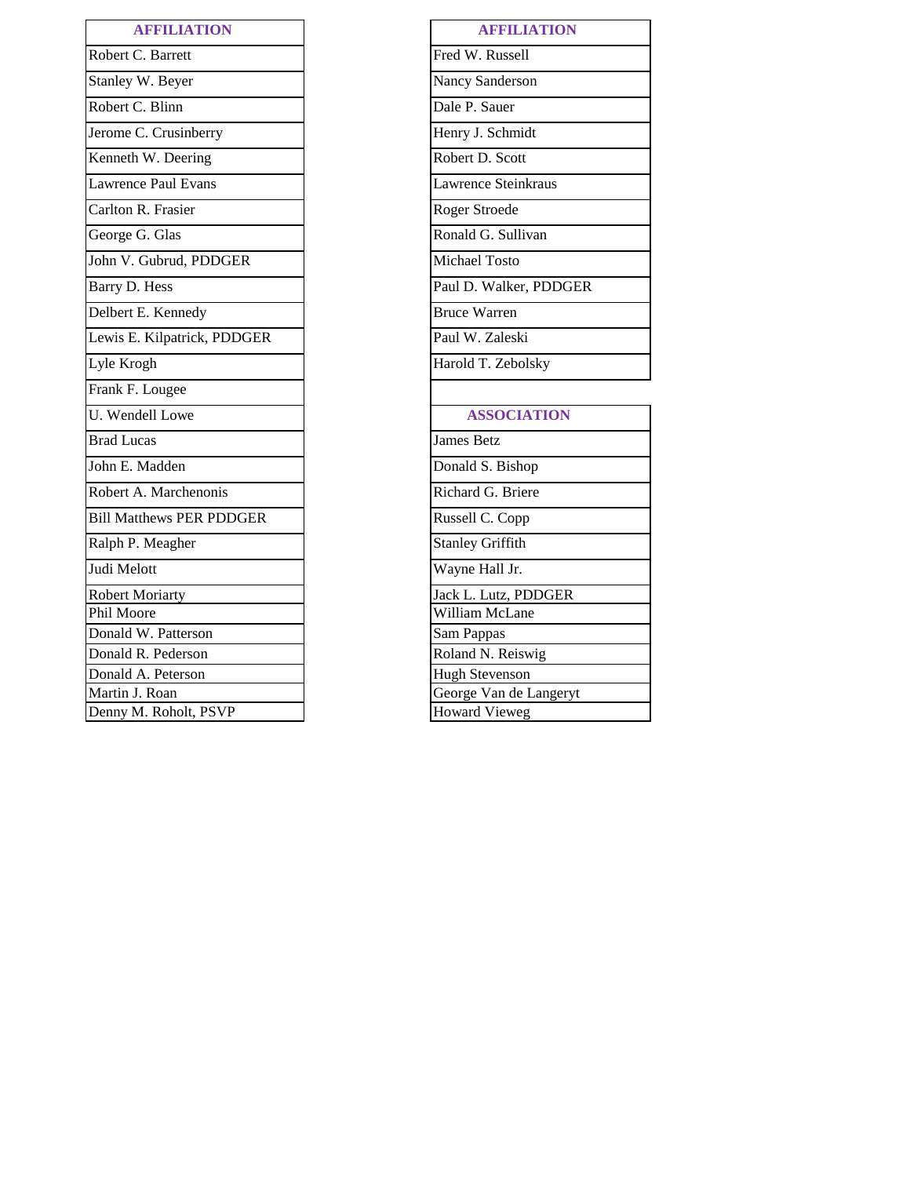| AFFILIATION |
| --- |
| Robert C. Barrett |
| Stanley W. Beyer |
| Robert C. Blinn |
| Jerome C. Crusinberry |
| Kenneth W. Deering |
| Lawrence Paul Evans |
| Carlton R. Frasier |
| George G. Glas |
| John V. Gubrud, PDDGER |
| Barry D. Hess |
| Delbert E. Kennedy |
| Lewis E. Kilpatrick, PDDGER |
| Lyle Krogh |
| Frank F. Lougee |
| U. Wendell Lowe |
| Brad Lucas |
| John E. Madden |
| Robert A. Marchenonis |
| Bill Matthews PER PDDGER |
| Ralph P. Meagher |
| Judi Melott |
| Robert Moriarty |
| Phil Moore |
| Donald W. Patterson |
| Donald R. Pederson |
| Donald A. Peterson |
| Martin J. Roan |
| Denny M. Roholt, PSVP |

| AFFILIATION |
| --- |
| Fred W. Russell |
| Nancy Sanderson |
| Dale P. Sauer |
| Henry J. Schmidt |
| Robert D. Scott |
| Lawrence Steinkraus |
| Roger Stroede |
| Ronald G. Sullivan |
| Michael Tosto |
| Paul D. Walker, PDDGER |
| Bruce Warren |
| Paul W. Zaleski |
| Harold T. Zebolsky |

| ASSOCIATION |
| --- |
| James Betz |
| Donald S. Bishop |
| Richard G. Briere |
| Russell C. Copp |
| Stanley Griffith |
| Wayne Hall Jr. |
| Jack L. Lutz, PDDGER |
| William McLane |
| Sam Pappas |
| Roland N. Reiswig |
| Hugh Stevenson |
| George Van de Langeryt |
| Howard Vieweg |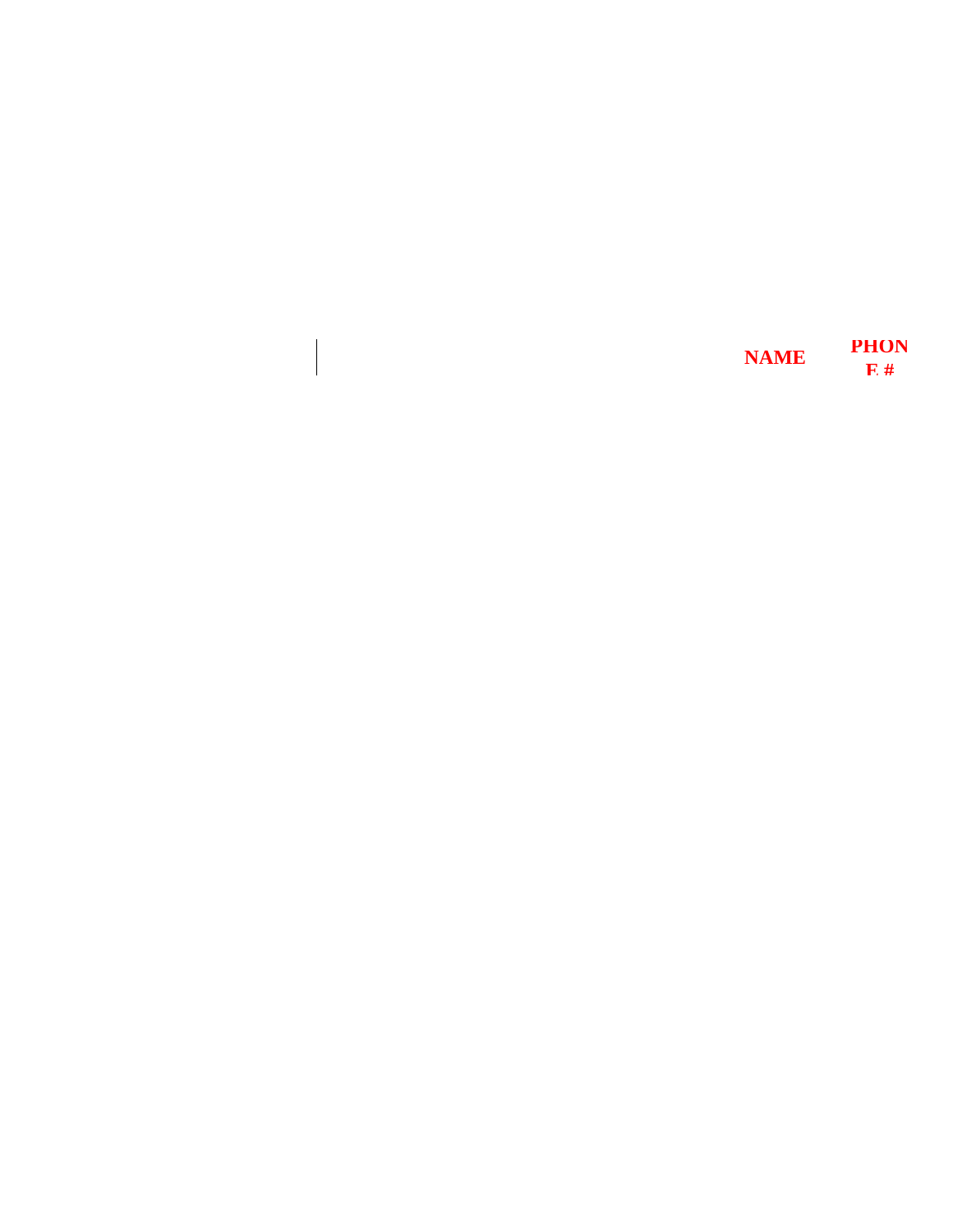| | NAME | PHONE # |
|---|---|---|